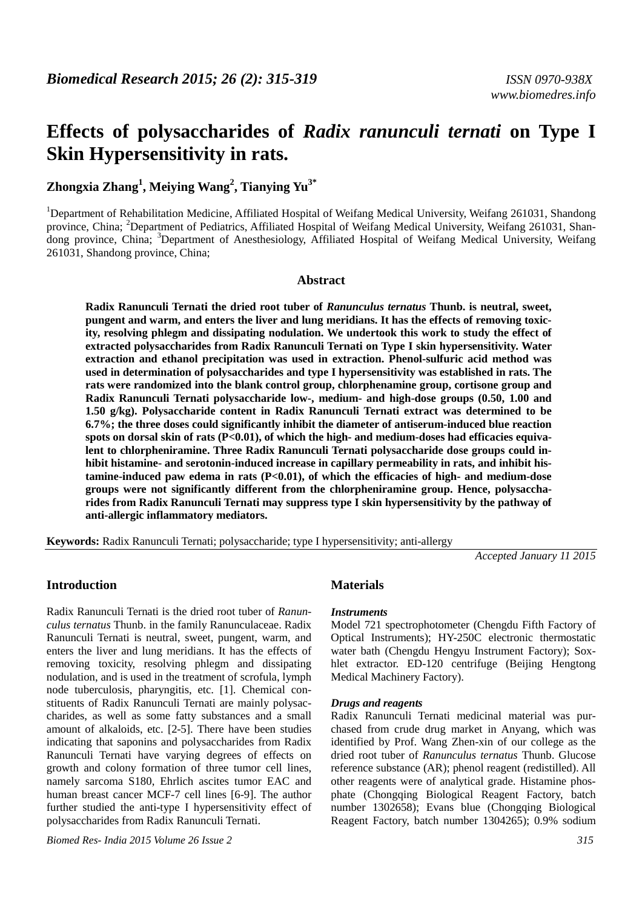# Effects of polysaccharides of *Radix ranunculi ternati* on Type I Skin Hypersensitivity in rats.

**Zhongxia Zhang[1], Meiying Wang[2], Tianying Yu[3*]**

[1]Department of Rehabilitation Medicine, Affiliated Hospital of Weifang Medical University, Weifang 261031, Shandong province, China; [2]Department of Pediatrics, Affiliated Hospital of Weifang Medical University, Weifang 261031, Shandong province, China; [3]Department of Anesthesiology, Affiliated Hospital of Weifang Medical University, Weifang 261031, Shandong province, China;

## Abstract

**Radix Ranunculi Ternati the dried root tuber of *Ranunculus ternatus* Thunb. is neutral, sweet, pungent and warm, and enters the liver and lung meridians. It has the effects of removing toxicity, resolving phlegm and dissipating nodulation. We undertook this work to study the effect of extracted polysaccharides from Radix Ranunculi Ternati on Type I skin hypersensitivity. Water extraction and ethanol precipitation was used in extraction. Phenol-sulfuric acid method was used in determination of polysaccharides and type I hypersensitivity was established in rats. The rats were randomized into the blank control group, chlorphenamine group, cortisone group and Radix Ranunculi Ternati polysaccharide low-, medium- and high-dose groups (0.50, 1.00 and 1.50 g/kg). Polysaccharide content in Radix Ranunculi Ternati extract was determined to be 6.7%; the three doses could significantly inhibit the diameter of antiserum-induced blue reaction spots on dorsal skin of rats ($P<0.01$), of which the high- and medium-doses had efficacies equivalent to chlorpheniramine. Three Radix Ranunculi Ternati polysaccharide dose groups could inhibit histamine- and serotonin-induced increase in capillary permeability in rats, and inhibit histamine-induced paw edema in rats ($P<0.01$), of which the efficacies of high- and medium-dose groups were not significantly different from the chlorpheniramine group. Hence, polysaccharides from Radix Ranunculi Ternati may suppress type I skin hypersensitivity by the pathway of anti-allergic inflammatory mediators.**

**Keywords:** Radix Ranunculi Ternati; polysaccharide; type I hypersensitivity; anti-allergy

*Accepted January 11 2015*

## Introduction

Radix Ranunculi Ternati is the dried root tuber of *Ranunculus ternatus* Thunb. in the family Ranunculaceae. Radix Ranunculi Ternati is neutral, sweet, pungent, warm, and enters the liver and lung meridians. It has the effects of removing toxicity, resolving phlegm and dissipating nodulation, and is used in the treatment of scrofula, lymph node tuberculosis, pharyngitis, etc. [1]. Chemical constituents of Radix Ranunculi Ternati are mainly polysaccharides, as well as some fatty substances and a small amount of alkaloids, etc. [2-5]. There have been studies indicating that saponins and polysaccharides from Radix Ranunculi Ternati have varying degrees of effects on growth and colony formation of three tumor cell lines, namely sarcoma S180, Ehrlich ascites tumor EAC and human breast cancer MCF-7 cell lines [6-9]. The author further studied the anti-type I hypersensitivity effect of polysaccharides from Radix Ranunculi Ternati.

## Materials

### *Instruments*

Model 721 spectrophotometer (Chengdu Fifth Factory of Optical Instruments); HY-250C electronic thermostatic water bath (Chengdu Hengyu Instrument Factory); Soxhlet extractor. ED-120 centrifuge (Beijing Hengtong Medical Machinery Factory).

### *Drugs and reagents*

Radix Ranunculi Ternati medicinal material was purchased from crude drug market in Anyang, which was identified by Prof. Wang Zhen-xin of our college as the dried root tuber of *Ranunculus ternatus* Thunb. Glucose reference substance (AR); phenol reagent (redistilled). All other reagents were of analytical grade. Histamine phosphate (Chongqing Biological Reagent Factory, batch number 1302658); Evans blue (Chongqing Biological Reagent Factory, batch number 1304265); 0.9% sodium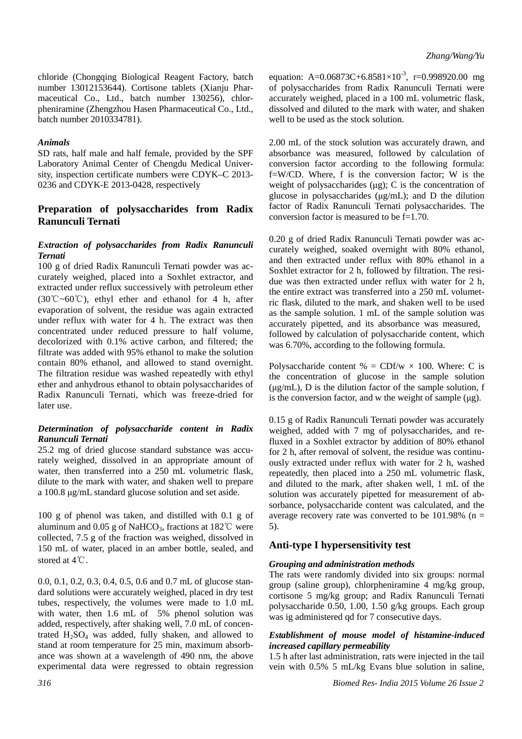chloride (Chongqing Biological Reagent Factory, batch number 13012153644). Cortisone tablets (Xianju Pharmaceutical Co., Ltd., batch number 130256), chlorpheniramine (Zhengzhou Hasen Pharmaceutical Co., Ltd., batch number 2010334781).

### *Animals*

SD rats, half male and half female, provided by the SPF Laboratory Animal Center of Chengdu Medical University, inspection certificate numbers were CDYK–C 2013-0236 and CDYK-E 2013-0428, respectively

## Preparation of polysaccharides from Radix Ranunculi Ternati

### *Extraction of polysaccharides from Radix Ranunculi Ternati*

100 g of dried Radix Ranunculi Ternati powder was accurately weighed, placed into a Soxhlet extractor, and extracted under reflux successively with petroleum ether (30℃~60℃), ethyl ether and ethanol for 4 h, after evaporation of solvent, the residue was again extracted under reflux with water for 4 h. The extract was then concentrated under reduced pressure to half volume, decolorized with 0.1% active carbon, and filtered; the filtrate was added with 95% ethanol to make the solution contain 80% ethanol, and allowed to stand overnight. The filtration residue was washed repeatedly with ethyl ether and anhydrous ethanol to obtain polysaccharides of Radix Ranunculi Ternati, which was freeze-dried for later use.

### *Determination of polysaccharide content in Radix Ranunculi Ternati*

25.2 mg of dried glucose standard substance was accurately weighed, dissolved in an appropriate amount of water, then transferred into a 250 mL volumetric flask, dilute to the mark with water, and shaken well to prepare a 100.8 μg/mL standard glucose solution and set aside.

100 g of phenol was taken, and distilled with 0.1 g of aluminum and 0.05 g of $NaHCO_3$, fractions at 182℃ were collected, 7.5 g of the fraction was weighed, dissolved in 150 mL of water, placed in an amber bottle, sealed, and stored at 4℃.

0.0, 0.1, 0.2, 0.3, 0.4, 0.5, 0.6 and 0.7 mL of glucose standard solutions were accurately weighed, placed in dry test tubes, respectively, the volumes were made to 1.0 mL with water, then 1.6 mL of 5% phenol solution was added, respectively, after shaking well, 7.0 mL of concentrated $H_2SO_4$ was added, fully shaken, and allowed to stand at room temperature for 25 min, maximum absorbance was shown at a wavelength of 490 nm, the above experimental data were regressed to obtain regression equation: $A=0.06873C+6.8581\times10^{-3}$, r=0.998920.00 mg of polysaccharides from Radix Ranunculi Ternati were accurately weighed, placed in a 100 mL volumetric flask, dissolved and diluted to the mark with water, and shaken well to be used as the stock solution.

2.00 mL of the stock solution was accurately drawn, and absorbance was measured, followed by calculation of conversion factor according to the following formula: f=W/CD. Where, f is the conversion factor; W is the weight of polysaccharides (μg); C is the concentration of glucose in polysaccharides (μg/mL); and D the dilution factor of Radix Ranunculi Ternati polysaccharides. The conversion factor is measured to be f=1.70.

0.20 g of dried Radix Ranunculi Ternati powder was accurately weighed, soaked overnight with 80% ethanol, and then extracted under reflux with 80% ethanol in a Soxhlet extractor for 2 h, followed by filtration. The residue was then extracted under reflux with water for 2 h, the entire extract was transferred into a 250 mL volumetric flask, diluted to the mark, and shaken well to be used as the sample solution. 1 mL of the sample solution was accurately pipetted, and its absorbance was measured, followed by calculation of polysaccharide content, which was 6.70%, according to the following formula.

Polysaccharide content % = CDf/w × 100. Where: C is the concentration of glucose in the sample solution (μg/mL), D is the dilution factor of the sample solution, f is the conversion factor, and w the weight of sample (μg).

0.15 g of Radix Ranunculi Ternati powder was accurately weighed, added with 7 mg of polysaccharides, and refluxed in a Soxhlet extractor by addition of 80% ethanol for 2 h, after removal of solvent, the residue was continuously extracted under reflux with water for 2 h, washed repeatedly, then placed into a 250 mL volumetric flask, and diluted to the mark, after shaken well, 1 mL of the solution was accurately pipetted for measurement of absorbance, polysaccharide content was calculated, and the average recovery rate was converted to be 101.98% (n = 5).

## Anti-type I hypersensitivity test

### *Grouping and administration methods*

The rats were randomly divided into six groups: normal group (saline group), chlorpheniramine 4 mg/kg group, cortisone 5 mg/kg group; and Radix Ranunculi Ternati polysaccharide 0.50, 1.00, 1.50 g/kg groups. Each group was ig administered qd for 7 consecutive days.

### *Establishment of mouse model of histamine-induced increased capillary permeability*

1.5 h after last administration, rats were injected in the tail vein with 0.5% 5 mL/kg Evans blue solution in saline,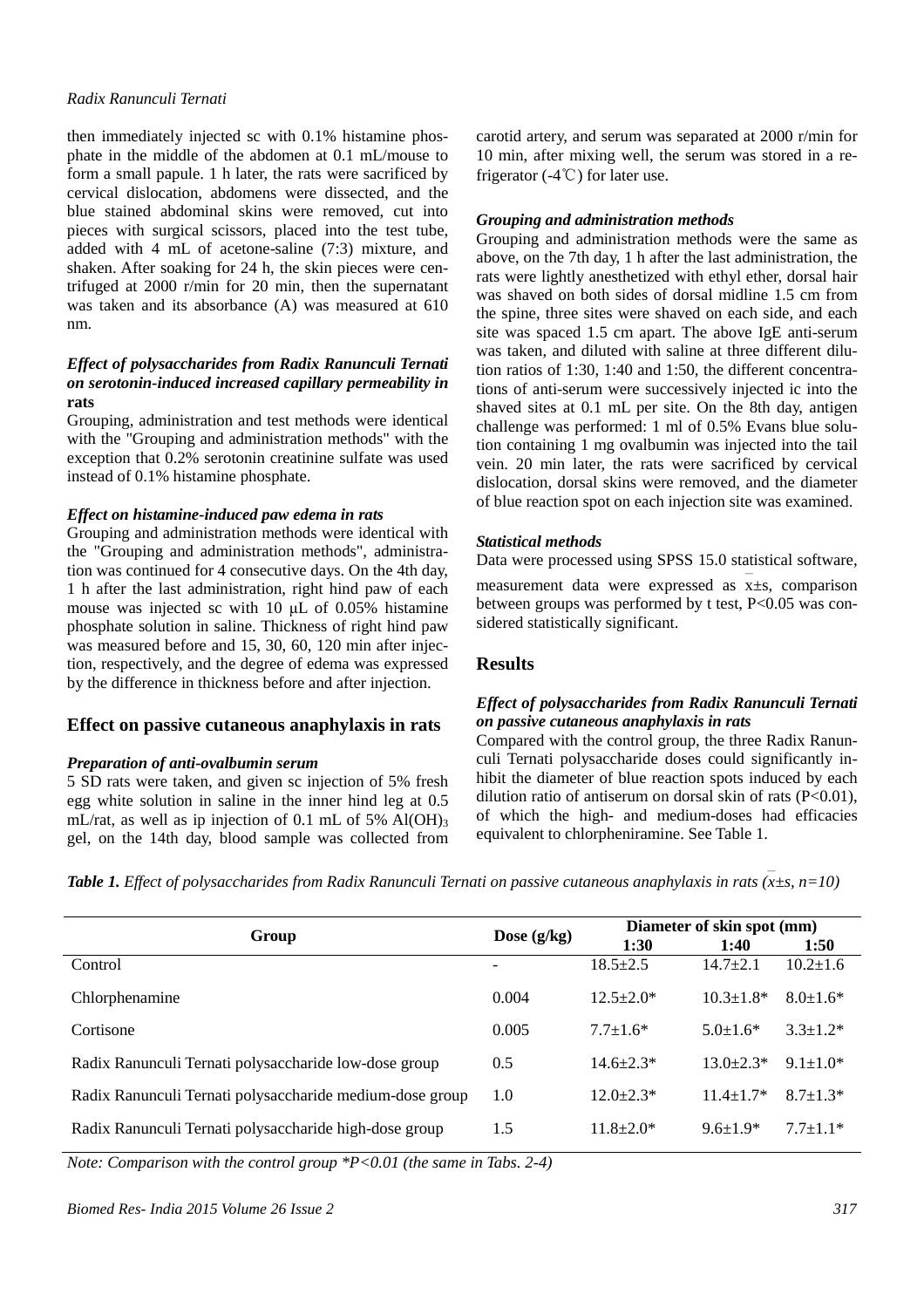then immediately injected sc with 0.1% histamine phosphate in the middle of the abdomen at 0.1 mL/mouse to form a small papule. 1 h later, the rats were sacrificed by cervical dislocation, abdomens were dissected, and the blue stained abdominal skins were removed, cut into pieces with surgical scissors, placed into the test tube, added with 4 mL of acetone-saline (7:3) mixture, and shaken. After soaking for 24 h, the skin pieces were centrifuged at 2000 r/min for 20 min, then the supernatant was taken and its absorbance (A) was measured at 610 nm.

### *Effect of polysaccharides from Radix Ranunculi Ternati on serotonin-induced increased capillary permeability in rats*

Grouping, administration and test methods were identical with the "Grouping and administration methods" with the exception that 0.2% serotonin creatinine sulfate was used instead of 0.1% histamine phosphate.

### *Effect on histamine-induced paw edema in rats*

Grouping and administration methods were identical with the "Grouping and administration methods", administration was continued for 4 consecutive days. On the 4th day, 1 h after the last administration, right hind paw of each mouse was injected sc with 10 μL of 0.05% histamine phosphate solution in saline. Thickness of right hind paw was measured before and 15, 30, 60, 120 min after injection, respectively, and the degree of edema was expressed by the difference in thickness before and after injection.

## Effect on passive cutaneous anaphylaxis in rats

### *Preparation of anti-ovalbumin serum*

5 SD rats were taken, and given sc injection of 5% fresh egg white solution in saline in the inner hind leg at 0.5 mL/rat, as well as ip injection of 0.1 mL of 5% $Al(OH)_3$ gel, on the 14th day, blood sample was collected from carotid artery, and serum was separated at 2000 r/min for 10 min, after mixing well, the serum was stored in a refrigerator (-4℃) for later use.

### *Grouping and administration methods*

Grouping and administration methods were the same as above, on the 7th day, 1 h after the last administration, the rats were lightly anesthetized with ethyl ether, dorsal hair was shaved on both sides of dorsal midline 1.5 cm from the spine, three sites were shaved on each side, and each site was spaced 1.5 cm apart. The above IgE anti-serum was taken, and diluted with saline at three different dilution ratios of 1:30, 1:40 and 1:50, the different concentrations of anti-serum were successively injected ic into the shaved sites at 0.1 mL per site. On the 8th day, antigen challenge was performed: 1 ml of 0.5% Evans blue solution containing 1 mg ovalbumin was injected into the tail vein. 20 min later, the rats were sacrificed by cervical dislocation, dorsal skins were removed, and the diameter of blue reaction spot on each injection site was examined.

### *Statistical methods*

Data were processed using SPSS 15.0 statistical software, measurement data were expressed as $\bar{x}$±s, comparison between groups was performed by t test, P<0.05 was considered statistically significant.

## Results

### *Effect of polysaccharides from Radix Ranunculi Ternati on passive cutaneous anaphylaxis in rats*

Compared with the control group, the three Radix Ranunculi Ternati polysaccharide doses could significantly inhibit the diameter of blue reaction spots induced by each dilution ratio of antiserum on dorsal skin of rats (P<0.01), of which the high- and medium-doses had efficacies equivalent to chlorpheniramine. See Table 1.

***Table 1.*** *Effect of polysaccharides from Radix Ranunculi Ternati on passive cutaneous anaphylaxis in rats ($\bar{x}$±s, n=10)*

| Group | Dose (g/kg) | Diameter of skin spot (mm) | | |
|---|---|---|---|---|
| | | 1:30 | 1:40 | 1:50 |
| Control | - | 18.5±2.5 | 14.7±2.1 | 10.2±1.6 |
| Chlorphenamine | 0.004 | 12.5±2.0* | 10.3±1.8* | 8.0±1.6* |
| Cortisone | 0.005 | 7.7±1.6* | 5.0±1.6* | 3.3±1.2* |
| Radix Ranunculi Ternati polysaccharide low-dose group | 0.5 | 14.6±2.3* | 13.0±2.3* | 9.1±1.0* |
| Radix Ranunculi Ternati polysaccharide medium-dose group | 1.0 | 12.0±2.3* | 11.4±1.7* | 8.7±1.3* |
| Radix Ranunculi Ternati polysaccharide high-dose group | 1.5 | 11.8±2.0* | 9.6±1.9* | 7.7±1.1* |

*Note: Comparison with the control group *P<0.01 (the same in Tabs. 2-4)*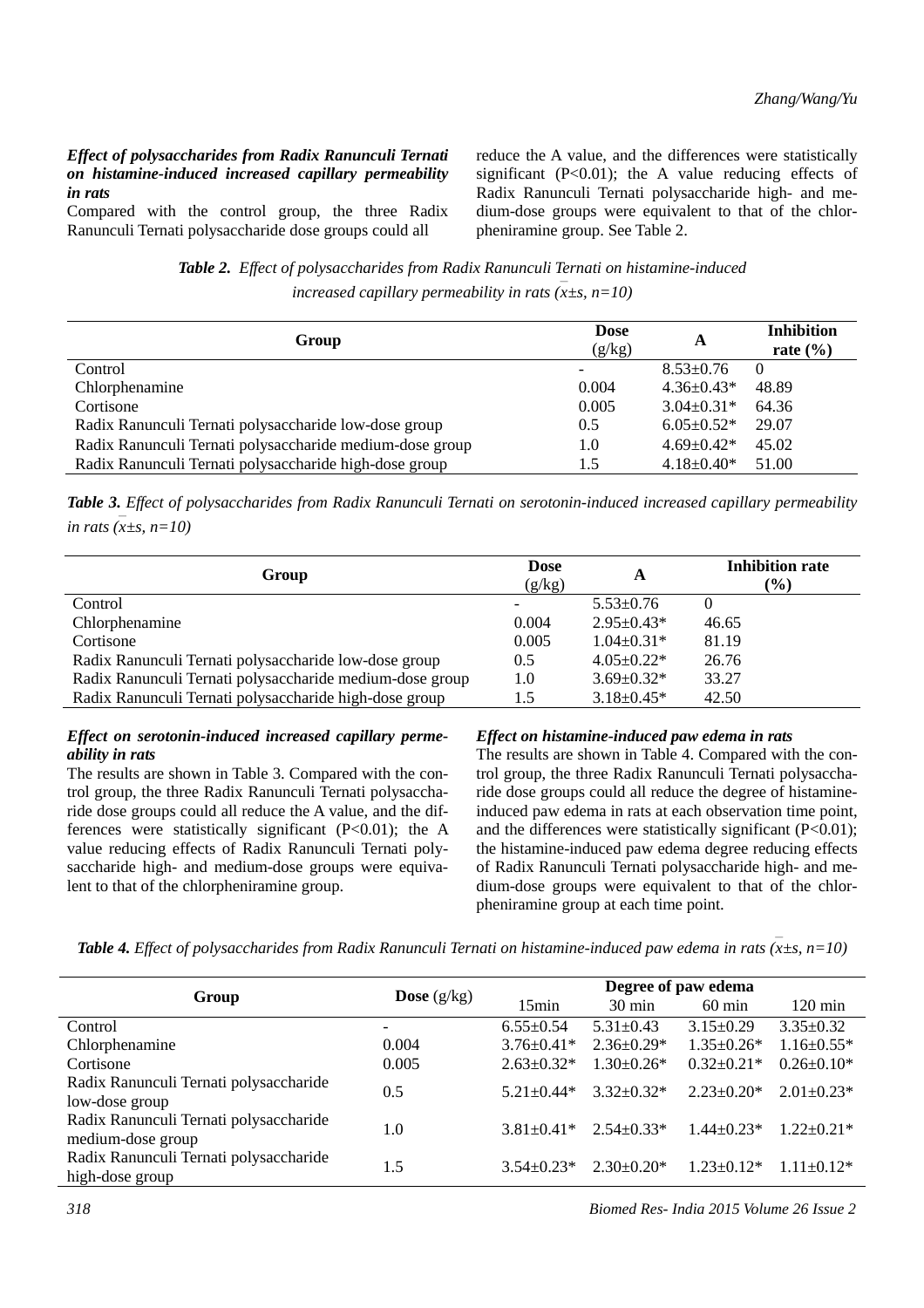### *Effect of polysaccharides from Radix Ranunculi Ternati on histamine-induced increased capillary permeability in rats*

Compared with the control group, the three Radix Ranunculi Ternati polysaccharide dose groups could all reduce the A value, and the differences were statistically significant ($P<0.01$); the A value reducing effects of Radix Ranunculi Ternati polysaccharide high- and medium-dose groups were equivalent to that of the chlorpheniramine group. See Table 2.

***Table 2.*** *Effect of polysaccharides from Radix Ranunculi Ternati on histamine-induced increased capillary permeability in rats ($\bar{x}$±s, n=10)*

| Group | Dose (g/kg) | A | Inhibition rate (%) |
|---|---|---|---|
| Control | - | 8.53±0.76 | 0 |
| Chlorphenamine | 0.004 | 4.36±0.43* | 48.89 |
| Cortisone | 0.005 | 3.04±0.31* | 64.36 |
| Radix Ranunculi Ternati polysaccharide low-dose group | 0.5 | 6.05±0.52* | 29.07 |
| Radix Ranunculi Ternati polysaccharide medium-dose group | 1.0 | 4.69±0.42* | 45.02 |
| Radix Ranunculi Ternati polysaccharide high-dose group | 1.5 | 4.18±0.40* | 51.00 |

***Table 3.*** *Effect of polysaccharides from Radix Ranunculi Ternati on serotonin-induced increased capillary permeability in rats ($\bar{x}$±s, n=10)*

| Group | Dose (g/kg) | A | Inhibition rate (%) |
|---|---|---|---|
| Control | - | 5.53±0.76 | 0 |
| Chlorphenamine | 0.004 | 2.95±0.43* | 46.65 |
| Cortisone | 0.005 | 1.04±0.31* | 81.19 |
| Radix Ranunculi Ternati polysaccharide low-dose group | 0.5 | 4.05±0.22* | 26.76 |
| Radix Ranunculi Ternati polysaccharide medium-dose group | 1.0 | 3.69±0.32* | 33.27 |
| Radix Ranunculi Ternati polysaccharide high-dose group | 1.5 | 3.18±0.45* | 42.50 |

### *Effect on serotonin-induced increased capillary permeability in rats*

The results are shown in Table 3. Compared with the control group, the three Radix Ranunculi Ternati polysaccharide dose groups could all reduce the A value, and the differences were statistically significant ($P<0.01$); the A value reducing effects of Radix Ranunculi Ternati polysaccharide high- and medium-dose groups were equivalent to that of the chlorpheniramine group.

### *Effect on histamine-induced paw edema in rats*

The results are shown in Table 4. Compared with the control group, the three Radix Ranunculi Ternati polysaccharide dose groups could all reduce the degree of histamine-induced paw edema in rats at each observation time point, and the differences were statistically significant ($P<0.01$); the histamine-induced paw edema degree reducing effects of Radix Ranunculi Ternati polysaccharide high- and medium-dose groups were equivalent to that of the chlorpheniramine group at each time point.

***Table 4.*** *Effect of polysaccharides from Radix Ranunculi Ternati on histamine-induced paw edema in rats ($\bar{x}$±s, n=10)*

| Group | Dose (g/kg) | Degree of paw edema | | | |
|---|---|---|---|---|---|
| | | 15min | 30 min | 60 min | 120 min |
| Control | - | 6.55±0.54 | 5.31±0.43 | 3.15±0.29 | 3.35±0.32 |
| Chlorphenamine | 0.004 | 3.76±0.41* | 2.36±0.29* | 1.35±0.26* | 1.16±0.55* |
| Cortisone | 0.005 | 2.63±0.32* | 1.30±0.26* | 0.32±0.21* | 0.26±0.10* |
| Radix Ranunculi Ternati polysaccharide low-dose group | 0.5 | 5.21±0.44* | 3.32±0.32* | 2.23±0.20* | 2.01±0.23* |
| Radix Ranunculi Ternati polysaccharide medium-dose group | 1.0 | 3.81±0.41* | 2.54±0.33* | 1.44±0.23* | 1.22±0.21* |
| Radix Ranunculi Ternati polysaccharide high-dose group | 1.5 | 3.54±0.23* | 2.30±0.20* | 1.23±0.12* | 1.11±0.12* |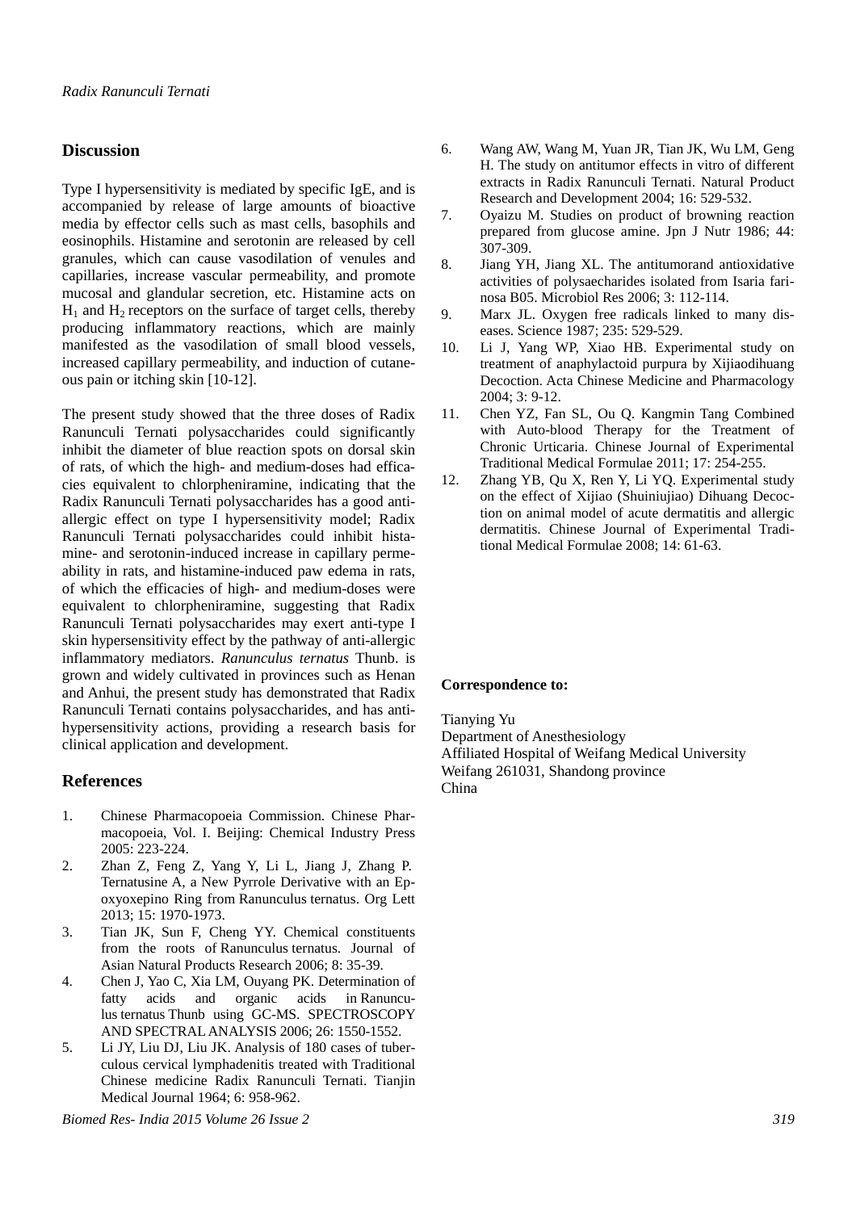## Discussion

Type I hypersensitivity is mediated by specific IgE, and is accompanied by release of large amounts of bioactive media by effector cells such as mast cells, basophils and eosinophils. Histamine and serotonin are released by cell granules, which can cause vasodilation of venules and capillaries, increase vascular permeability, and promote mucosal and glandular secretion, etc. Histamine acts on $H_1$ and $H_2$ receptors on the surface of target cells, thereby producing inflammatory reactions, which are mainly manifested as the vasodilation of small blood vessels, increased capillary permeability, and induction of cutaneous pain or itching skin [10-12].

The present study showed that the three doses of Radix Ranunculi Ternati polysaccharides could significantly inhibit the diameter of blue reaction spots on dorsal skin of rats, of which the high- and medium-doses had efficacies equivalent to chlorpheniramine, indicating that the Radix Ranunculi Ternati polysaccharides has a good antiallergic effect on type I hypersensitivity model; Radix Ranunculi Ternati polysaccharides could inhibit histamine- and serotonin-induced increase in capillary permeability in rats, and histamine-induced paw edema in rats, of which the efficacies of high- and medium-doses were equivalent to chlorpheniramine, suggesting that Radix Ranunculi Ternati polysaccharides may exert anti-type I skin hypersensitivity effect by the pathway of anti-allergic inflammatory mediators. *Ranunculus ternatus* Thunb. is grown and widely cultivated in provinces such as Henan and Anhui, the present study has demonstrated that Radix Ranunculi Ternati contains polysaccharides, and has antihypersensitivity actions, providing a research basis for clinical application and development.

## References

1. Chinese Pharmacopoeia Commission. Chinese Pharmacopoeia, Vol. I. Beijing: Chemical Industry Press 2005: 223-224.
2. Zhan Z, Feng Z, Yang Y, Li L, Jiang J, Zhang P. Ternatusine A, a New Pyrrole Derivative with an Epoxyoxepino Ring from Ranunculus ternatus. Org Lett 2013; 15: 1970-1973.
3. Tian JK, Sun F, Cheng YY. Chemical constituents from the roots of Ranunculus ternatus. Journal of Asian Natural Products Research 2006; 8: 35-39.
4. Chen J, Yao C, Xia LM, Ouyang PK. Determination of fatty acids and organic acids in Ranunculus ternatus Thunb using GC-MS. SPECTROSCOPY AND SPECTRAL ANALYSIS 2006; 26: 1550-1552.
5. Li JY, Liu DJ, Liu JK. Analysis of 180 cases of tuberculous cervical lymphadenitis treated with Traditional Chinese medicine Radix Ranunculi Ternati. Tianjin Medical Journal 1964; 6: 958-962.
6. Wang AW, Wang M, Yuan JR, Tian JK, Wu LM, Geng H. The study on antitumor effects in vitro of different extracts in Radix Ranunculi Ternati. Natural Product Research and Development 2004; 16: 529-532.
7. Oyaizu M. Studies on product of browning reaction prepared from glucose amine. Jpn J Nutr 1986; 44: 307-309.
8. Jiang YH, Jiang XL. The antitumorand antioxidative activities of polysaecharides isolated from Isaria farinosa B05. Microbiol Res 2006; 3: 112-114.
9. Marx JL. Oxygen free radicals linked to many diseases. Science 1987; 235: 529-529.
10. Li J, Yang WP, Xiao HB. Experimental study on treatment of anaphylactoid purpura by Xijiaodihuang Decoction. Acta Chinese Medicine and Pharmacology 2004; 3: 9-12.
11. Chen YZ, Fan SL, Ou Q. Kangmin Tang Combined with Auto-blood Therapy for the Treatment of Chronic Urticaria. Chinese Journal of Experimental Traditional Medical Formulae 2011; 17: 254-255.
12. Zhang YB, Qu X, Ren Y, Li YQ. Experimental study on the effect of Xijiao (Shuiniujiao) Dihuang Decoction on animal model of acute dermatitis and allergic dermatitis. Chinese Journal of Experimental Traditional Medical Formulae 2008; 14: 61-63.

**Correspondence to:**

Tianying Yu
Department of Anesthesiology
Affiliated Hospital of Weifang Medical University
Weifang 261031, Shandong province
China